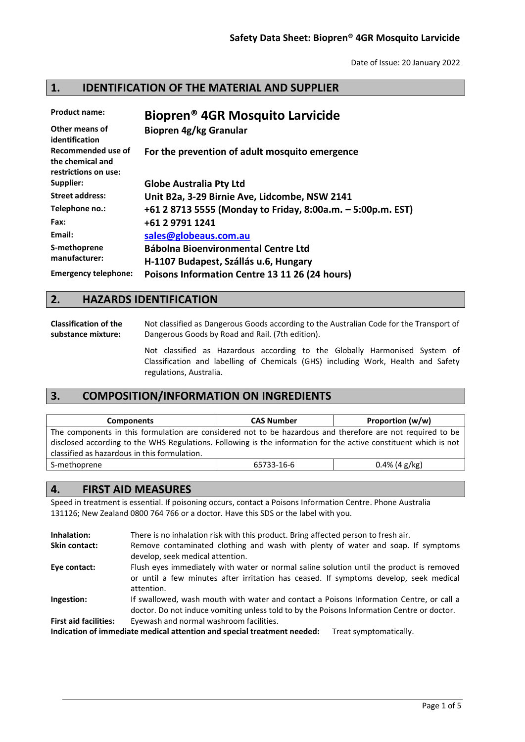# Safety Data Sheet: Biopren® 4GR Mosquito Larvicide

Date of Issue: 20 January 2022

## 1. IDENTIFICATION OF THE MATERIAL AND SUPPLIER

| | |
|---|---|
| **Product name:** | **Biopren® 4GR Mosquito Larvicide** |
| **Other means of identification** | **Biopren 4g/kg Granular** |
| **Recommended use of the chemical and restrictions on use:** | **For the prevention of adult mosquito emergence** |
| **Supplier:** | **Globe Australia Pty Ltd** |
| **Street address:** | **Unit B2a, 3-29 Birnie Ave, Lidcombe, NSW 2141** |
| **Telephone no.:** | **+61 2 8713 5555 (Monday to Friday, 8:00a.m. – 5:00p.m. EST)** |
| **Fax:** | **+61 2 9791 1241** |
| **Email:** | **sales@globeaus.com.au** |
| **S-methoprene manufacturer:** | **Bábolna Bioenvironmental Centre Ltd**<br>**H-1107 Budapest, Szállás u.6, Hungary** |
| **Emergency telephone:** | **Poisons Information Centre 13 11 26 (24 hours)** |

## 2. HAZARDS IDENTIFICATION

**Classification of the substance mixture:**

Not classified as Dangerous Goods according to the Australian Code for the Transport of Dangerous Goods by Road and Rail. (7th edition).

Not classified as Hazardous according to the Globally Harmonised System of Classification and labelling of Chemicals (GHS) including Work, Health and Safety regulations, Australia.

## 3. COMPOSITION/INFORMATION ON INGREDIENTS

| Components | CAS Number | Proportion (w/w) |
|---|---|---|
| The components in this formulation are considered not to be hazardous and therefore are not required to be disclosed according to the WHS Regulations. Following is the information for the active constituent which is not classified as hazardous in this formulation. | | |
| S-methoprene | 65733-16-6 | 0.4% (4 g/kg) |

## 4. FIRST AID MEASURES

Speed in treatment is essential. If poisoning occurs, contact a Poisons Information Centre. Phone Australia 131126; New Zealand 0800 764 766 or a doctor. Have this SDS or the label with you.

**Inhalation:** There is no inhalation risk with this product. Bring affected person to fresh air.

**Skin contact:** Remove contaminated clothing and wash with plenty of water and soap. If symptoms develop, seek medical attention.

**Eye contact:** Flush eyes immediately with water or normal saline solution until the product is removed or until a few minutes after irritation has ceased. If symptoms develop, seek medical attention.

**Ingestion:** If swallowed, wash mouth with water and contact a Poisons Information Centre, or call a doctor. Do not induce vomiting unless told to by the Poisons Information Centre or doctor.

**First aid facilities:** Eyewash and normal washroom facilities.

**Indication of immediate medical attention and special treatment needed:** Treat symptomatically.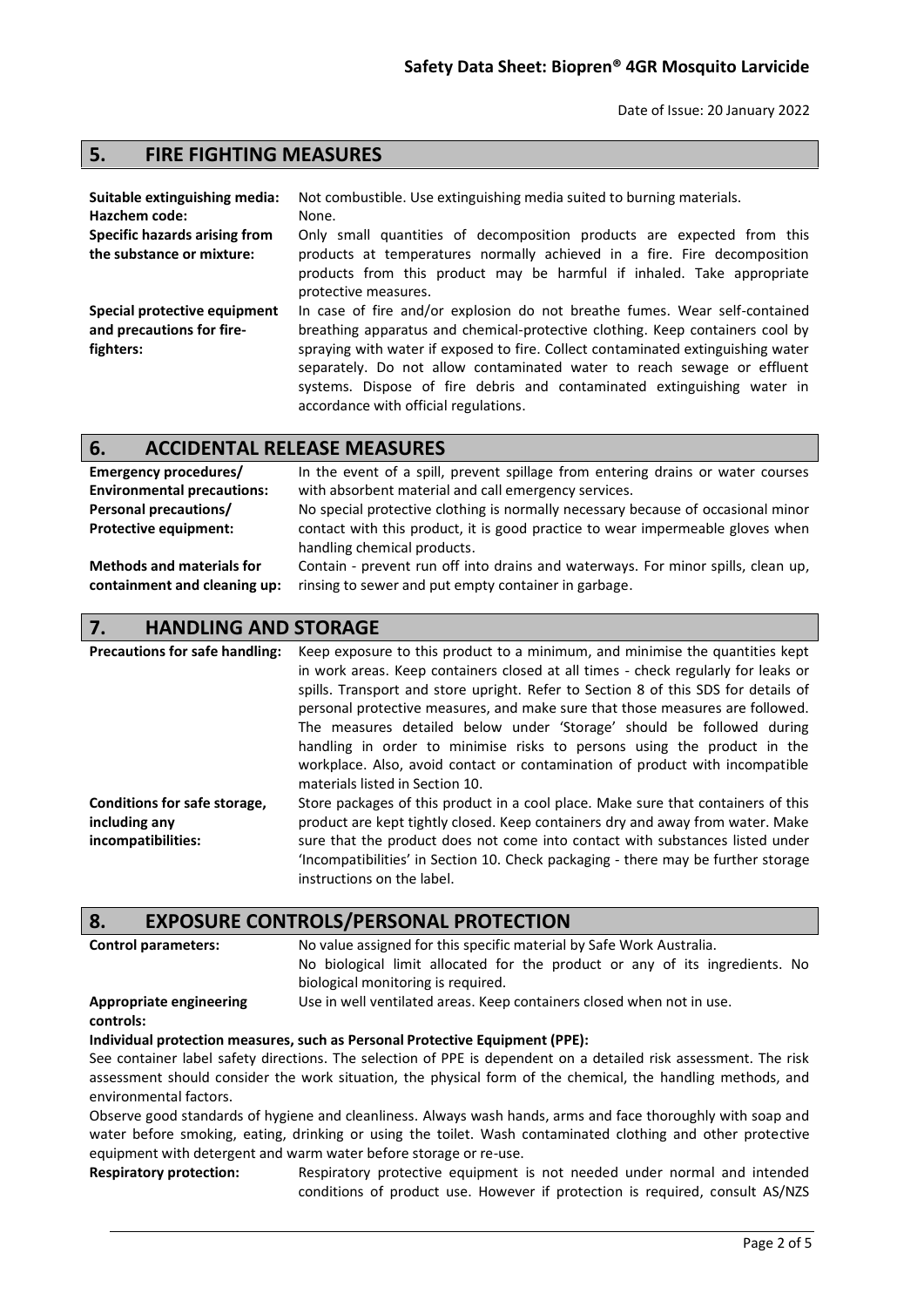## 5. FIRE FIGHTING MEASURES

**Suitable extinguishing media:** Not combustible. Use extinguishing media suited to burning materials.

**Hazchem code:** None.

**Specific hazards arising from the substance or mixture:** Only small quantities of decomposition products are expected from this products at temperatures normally achieved in a fire. Fire decomposition products from this product may be harmful if inhaled. Take appropriate protective measures.

**Special protective equipment and precautions for fire-fighters:** In case of fire and/or explosion do not breathe fumes. Wear self-contained breathing apparatus and chemical-protective clothing. Keep containers cool by spraying with water if exposed to fire. Collect contaminated extinguishing water separately. Do not allow contaminated water to reach sewage or effluent systems. Dispose of fire debris and contaminated extinguishing water in accordance with official regulations.

## 6. ACCIDENTAL RELEASE MEASURES

**Emergency procedures/ Environmental precautions:** In the event of a spill, prevent spillage from entering drains or water courses with absorbent material and call emergency services.

**Personal precautions/ Protective equipment:** No special protective clothing is normally necessary because of occasional minor contact with this product, it is good practice to wear impermeable gloves when handling chemical products.

**Methods and materials for containment and cleaning up:** Contain - prevent run off into drains and waterways. For minor spills, clean up, rinsing to sewer and put empty container in garbage.

## 7. HANDLING AND STORAGE

**Precautions for safe handling:** Keep exposure to this product to a minimum, and minimise the quantities kept in work areas. Keep containers closed at all times - check regularly for leaks or spills. Transport and store upright. Refer to Section 8 of this SDS for details of personal protective measures, and make sure that those measures are followed. The measures detailed below under 'Storage' should be followed during handling in order to minimise risks to persons using the product in the workplace. Also, avoid contact or contamination of product with incompatible materials listed in Section 10.

**Conditions for safe storage, including any incompatibilities:** Store packages of this product in a cool place. Make sure that containers of this product are kept tightly closed. Keep containers dry and away from water. Make sure that the product does not come into contact with substances listed under 'Incompatibilities' in Section 10. Check packaging - there may be further storage instructions on the label.

## 8. EXPOSURE CONTROLS/PERSONAL PROTECTION

**Control parameters:** No value assigned for this specific material by Safe Work Australia.
No biological limit allocated for the product or any of its ingredients. No biological monitoring is required.

**Appropriate engineering controls:** Use in well ventilated areas. Keep containers closed when not in use.

**Individual protection measures, such as Personal Protective Equipment (PPE):**

See container label safety directions. The selection of PPE is dependent on a detailed risk assessment. The risk assessment should consider the work situation, the physical form of the chemical, the handling methods, and environmental factors.

Observe good standards of hygiene and cleanliness. Always wash hands, arms and face thoroughly with soap and water before smoking, eating, drinking or using the toilet. Wash contaminated clothing and other protective equipment with detergent and warm water before storage or re-use.

**Respiratory protection:** Respiratory protective equipment is not needed under normal and intended conditions of product use. However if protection is required, consult AS/NZS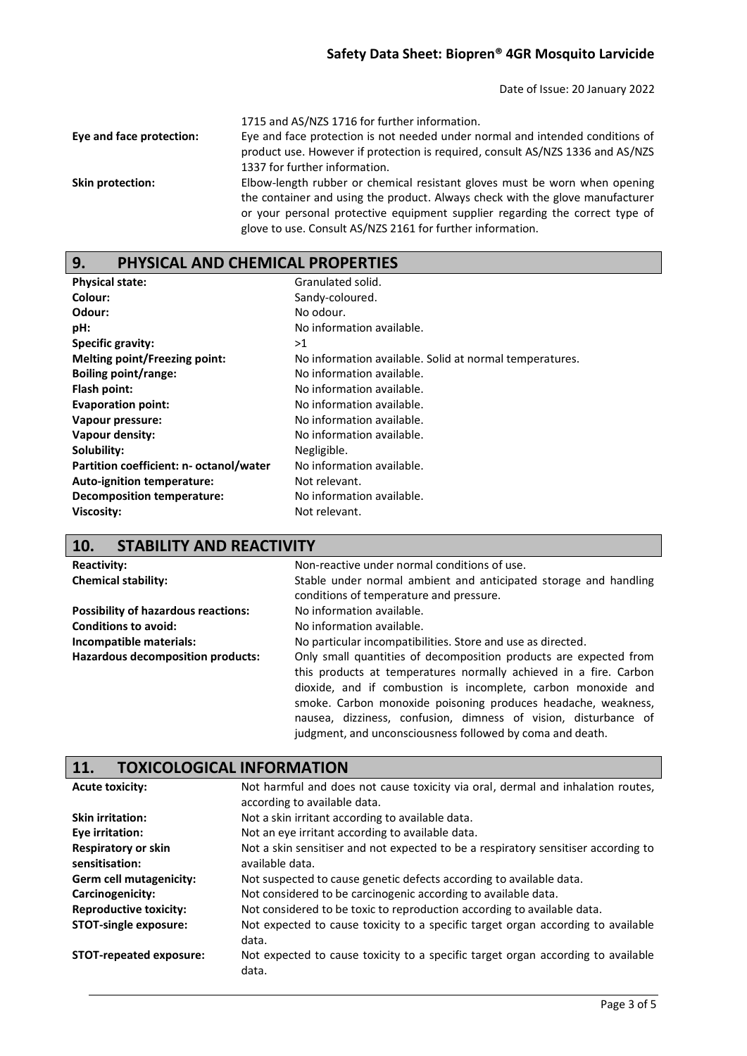1715 and AS/NZS 1716 for further information.

**Eye and face protection:** Eye and face protection is not needed under normal and intended conditions of product use. However if protection is required, consult AS/NZS 1336 and AS/NZS 1337 for further information.

**Skin protection:** Elbow-length rubber or chemical resistant gloves must be worn when opening the container and using the product. Always check with the glove manufacturer or your personal protective equipment supplier regarding the correct type of glove to use. Consult AS/NZS 2161 for further information.

## 9. PHYSICAL AND CHEMICAL PROPERTIES

| | |
|---|---|
| **Physical state:** | Granulated solid. |
| **Colour:** | Sandy-coloured. |
| **Odour:** | No odour. |
| **pH:** | No information available. |
| **Specific gravity:** | >1 |
| **Melting point/Freezing point:** | No information available. Solid at normal temperatures. |
| **Boiling point/range:** | No information available. |
| **Flash point:** | No information available. |
| **Evaporation point:** | No information available. |
| **Vapour pressure:** | No information available. |
| **Vapour density:** | No information available. |
| **Solubility:** | Negligible. |
| **Partition coefficient: n- octanol/water** | No information available. |
| **Auto-ignition temperature:** | Not relevant. |
| **Decomposition temperature:** | No information available. |
| **Viscosity:** | Not relevant. |

## 10. STABILITY AND REACTIVITY

| | |
|---|---|
| **Reactivity:** | Non-reactive under normal conditions of use. |
| **Chemical stability:** | Stable under normal ambient and anticipated storage and handling conditions of temperature and pressure. |
| **Possibility of hazardous reactions:** | No information available. |
| **Conditions to avoid:** | No information available. |
| **Incompatible materials:** | No particular incompatibilities. Store and use as directed. |
| **Hazardous decomposition products:** | Only small quantities of decomposition products are expected from this products at temperatures normally achieved in a fire. Carbon dioxide, and if combustion is incomplete, carbon monoxide and smoke. Carbon monoxide poisoning produces headache, weakness, nausea, dizziness, confusion, dimness of vision, disturbance of judgment, and unconsciousness followed by coma and death. |

## 11. TOXICOLOGICAL INFORMATION

| | |
|---|---|
| **Acute toxicity:** | Not harmful and does not cause toxicity via oral, dermal and inhalation routes, according to available data. |
| **Skin irritation:** | Not a skin irritant according to available data. |
| **Eye irritation:** | Not an eye irritant according to available data. |
| **Respiratory or skin sensitisation:** | Not a skin sensitiser and not expected to be a respiratory sensitiser according to available data. |
| **Germ cell mutagenicity:** | Not suspected to cause genetic defects according to available data. |
| **Carcinogenicity:** | Not considered to be carcinogenic according to available data. |
| **Reproductive toxicity:** | Not considered to be toxic to reproduction according to available data. |
| **STOT-single exposure:** | Not expected to cause toxicity to a specific target organ according to available data. |
| **STOT-repeated exposure:** | Not expected to cause toxicity to a specific target organ according to available data. |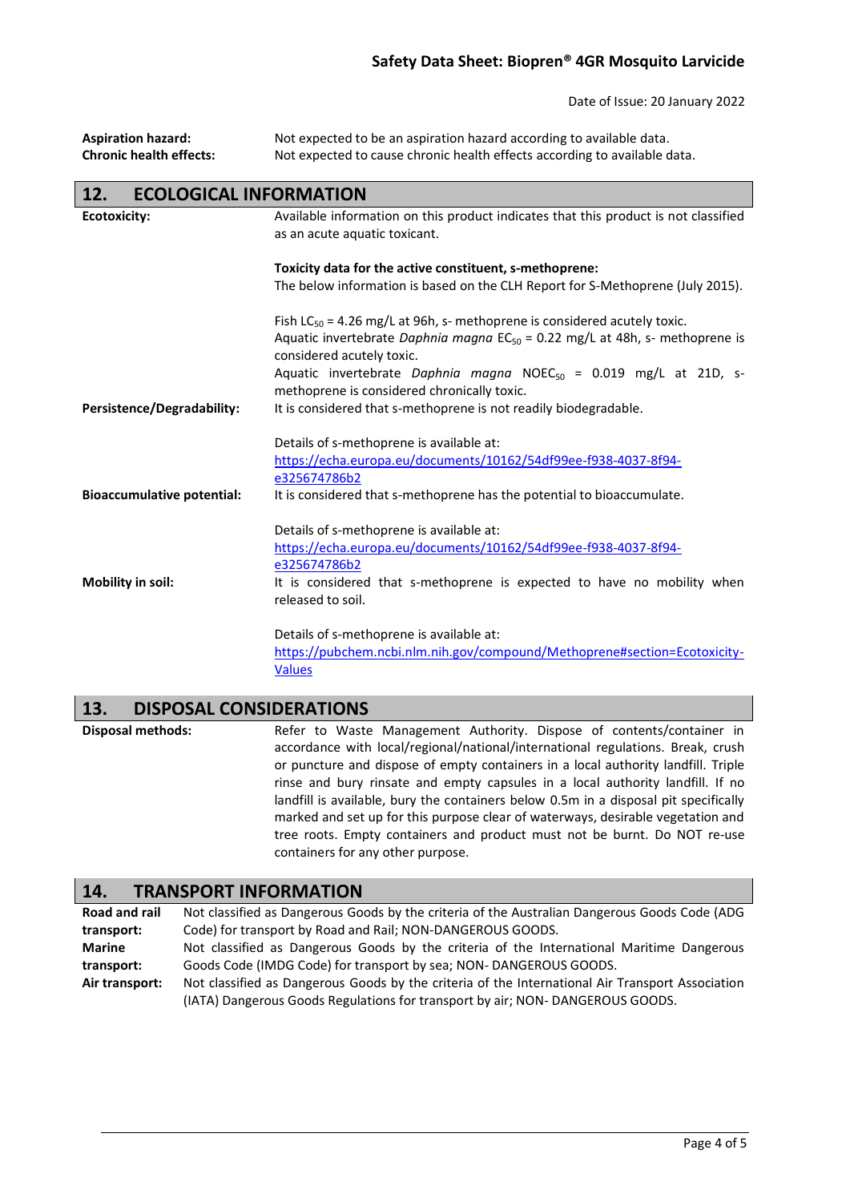**Aspiration hazard:** Not expected to be an aspiration hazard according to available data.

**Chronic health effects:** Not expected to cause chronic health effects according to available data.

## 12. ECOLOGICAL INFORMATION

**Ecotoxicity:** Available information on this product indicates that this product is not classified as an acute aquatic toxicant.

**Toxicity data for the active constituent, s-methoprene:**
The below information is based on the CLH Report for S-Methoprene (July 2015).

Fish $LC_{50}$ = 4.26 mg/L at 96h, s- methoprene is considered acutely toxic.
Aquatic invertebrate *Daphnia magna* $EC_{50}$ = 0.22 mg/L at 48h, s- methoprene is considered acutely toxic.
Aquatic invertebrate *Daphnia magna* $NOEC_{50}$ = 0.019 mg/L at 21D, s-methoprene is considered chronically toxic.

**Persistence/Degradability:** It is considered that s-methoprene is not readily biodegradable.

Details of s-methoprene is available at:
https://echa.europa.eu/documents/10162/54df99ee-f938-4037-8f94-e325674786b2

**Bioaccumulative potential:** It is considered that s-methoprene has the potential to bioaccumulate.

Details of s-methoprene is available at:
https://echa.europa.eu/documents/10162/54df99ee-f938-4037-8f94-e325674786b2

**Mobility in soil:** It is considered that s-methoprene is expected to have no mobility when released to soil.

Details of s-methoprene is available at:
https://pubchem.ncbi.nlm.nih.gov/compound/Methoprene#section=Ecotoxicity-Values

## 13. DISPOSAL CONSIDERATIONS

**Disposal methods:** Refer to Waste Management Authority. Dispose of contents/container in accordance with local/regional/national/international regulations. Break, crush or puncture and dispose of empty containers in a local authority landfill. Triple rinse and bury rinsate and empty capsules in a local authority landfill. If no landfill is available, bury the containers below 0.5m in a disposal pit specifically marked and set up for this purpose clear of waterways, desirable vegetation and tree roots. Empty containers and product must not be burnt. Do NOT re-use containers for any other purpose.

## 14. TRANSPORT INFORMATION

**Road and rail transport:** Not classified as Dangerous Goods by the criteria of the Australian Dangerous Goods Code (ADG Code) for transport by Road and Rail; NON-DANGEROUS GOODS.

**Marine transport:** Not classified as Dangerous Goods by the criteria of the International Maritime Dangerous Goods Code (IMDG Code) for transport by sea; NON- DANGEROUS GOODS.

**Air transport:** Not classified as Dangerous Goods by the criteria of the International Air Transport Association (IATA) Dangerous Goods Regulations for transport by air; NON- DANGEROUS GOODS.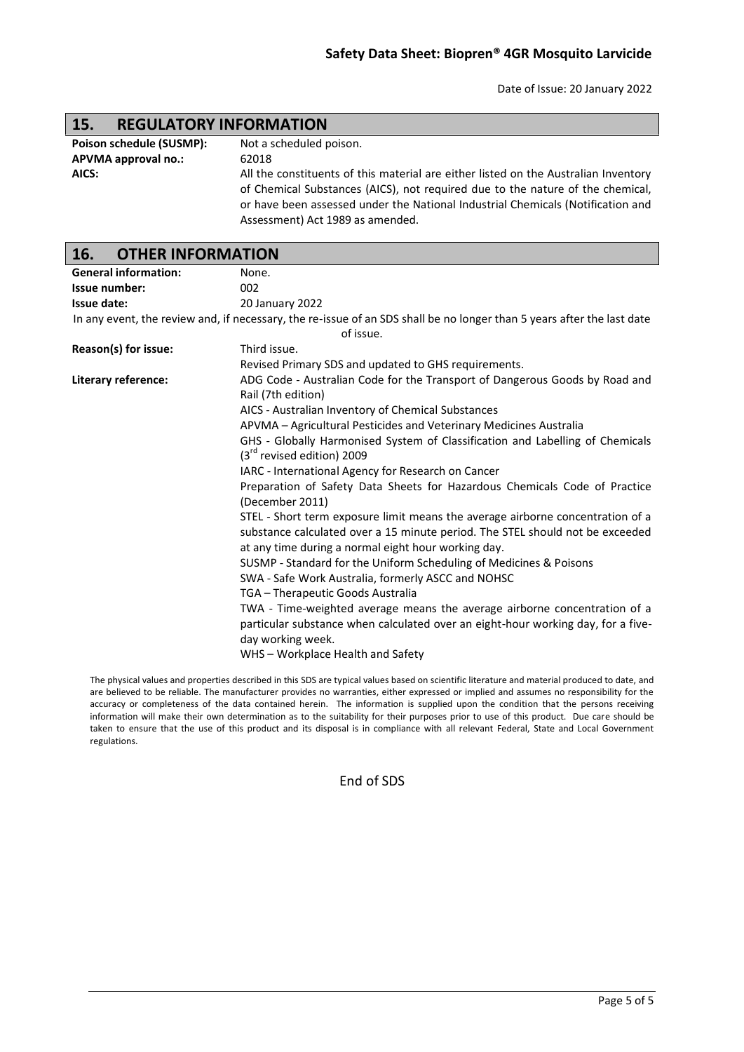## 15. REGULATORY INFORMATION

| | |
|---|---|
| **Poison schedule (SUSMP):** | Not a scheduled poison. |
| **APVMA approval no.:** | 62018 |
| **AICS:** | All the constituents of this material are either listed on the Australian Inventory of Chemical Substances (AICS), not required due to the nature of the chemical, or have been assessed under the National Industrial Chemicals (Notification and Assessment) Act 1989 as amended. |

## 16. OTHER INFORMATION

| | |
|---|---|
| **General information:** | None. |
| **Issue number:** | 002 |
| **Issue date:** | 20 January 2022 |

In any event, the review and, if necessary, the re-issue of an SDS shall be no longer than 5 years after the last date of issue.

| | |
|---|---|
| **Reason(s) for issue:** | Third issue.<br>Revised Primary SDS and updated to GHS requirements. |
| **Literary reference:** | ADG Code - Australian Code for the Transport of Dangerous Goods by Road and Rail (7th edition)<br>AICS - Australian Inventory of Chemical Substances<br>APVMA – Agricultural Pesticides and Veterinary Medicines Australia<br>GHS - Globally Harmonised System of Classification and Labelling of Chemicals (3rd revised edition) 2009<br>IARC - International Agency for Research on Cancer<br>Preparation of Safety Data Sheets for Hazardous Chemicals Code of Practice (December 2011)<br>STEL - Short term exposure limit means the average airborne concentration of a substance calculated over a 15 minute period. The STEL should not be exceeded at any time during a normal eight hour working day.<br>SUSMP - Standard for the Uniform Scheduling of Medicines & Poisons<br>SWA - Safe Work Australia, formerly ASCC and NOHSC<br>TGA – Therapeutic Goods Australia<br>TWA - Time-weighted average means the average airborne concentration of a particular substance when calculated over an eight-hour working day, for a five-day working week.<br>WHS – Workplace Health and Safety |

The physical values and properties described in this SDS are typical values based on scientific literature and material produced to date, and are believed to be reliable. The manufacturer provides no warranties, either expressed or implied and assumes no responsibility for the accuracy or completeness of the data contained herein. The information is supplied upon the condition that the persons receiving information will make their own determination as to the suitability for their purposes prior to use of this product. Due care should be taken to ensure that the use of this product and its disposal is in compliance with all relevant Federal, State and Local Government regulations.

End of SDS